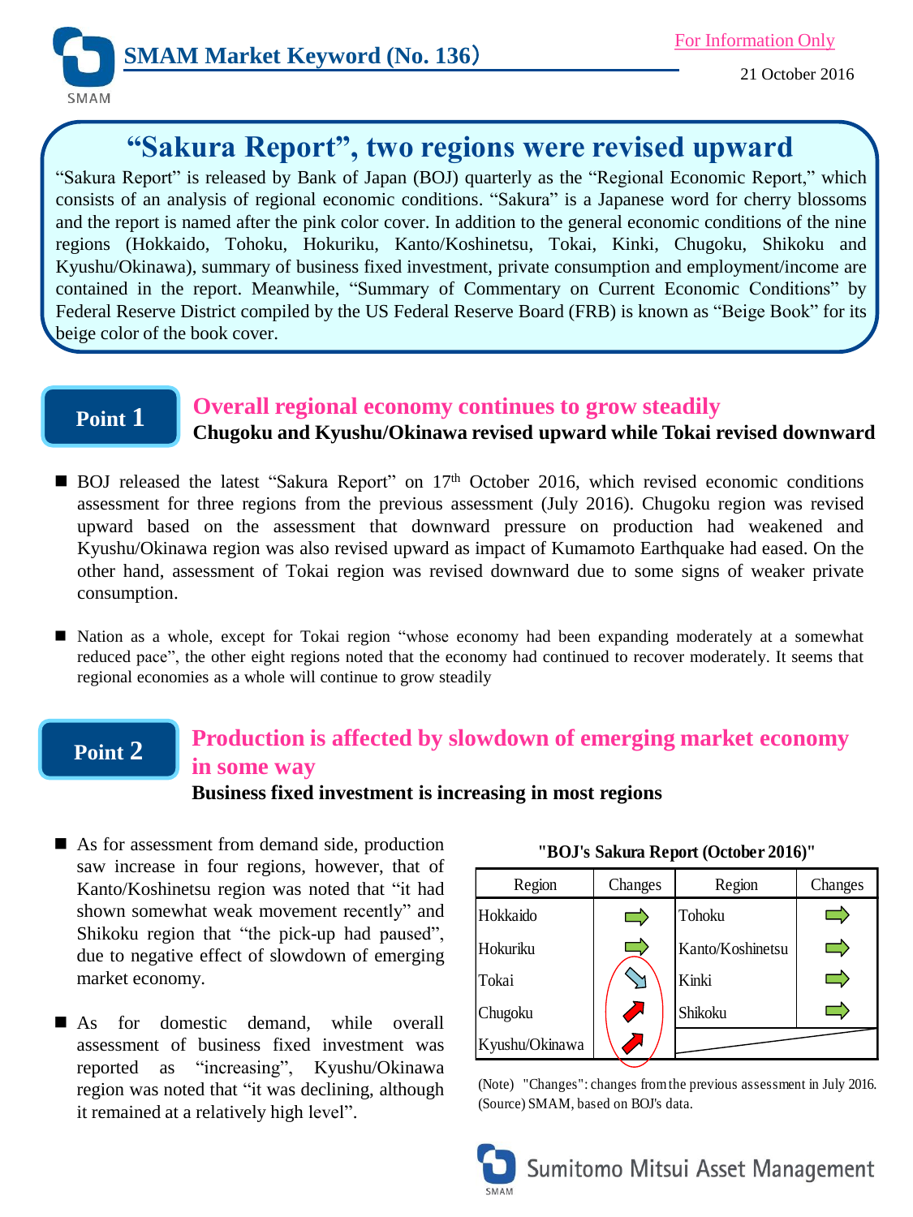# SMAM Market Keyword (No. 136)

For Information Only

21 October 2016

## "Sakura Report", two regions were revised upward

"Sakura Report" is released by Bank of Japan (BOJ) quarterly as the "Regional Economic Report," which consists of an analysis of regional economic conditions. "Sakura" is a Japanese word for cherry blossoms and the report is named after the pink color cover. In addition to the general economic conditions of the nine regions (Hokkaido, Tohoku, Hokuriku, Kanto/Koshinetsu, Tokai, Kinki, Chugoku, Shikoku and Kyushu/Okinawa), summary of business fixed investment, private consumption and employment/income are contained in the report. Meanwhile, "Summary of Commentary on Current Economic Conditions" by Federal Reserve District compiled by the US Federal Reserve Board (FRB) is known as "Beige Book" for its beige color of the book cover.

### Point 1

**Overall regional economy continues to grow steadily**

**Chugoku and Kyushu/Okinawa revised upward while Tokai revised downward**

- BOJ released the latest "Sakura Report" on 17th October 2016, which revised economic conditions assessment for three regions from the previous assessment (July 2016). Chugoku region was revised upward based on the assessment that downward pressure on production had weakened and Kyushu/Okinawa region was also revised upward as impact of Kumamoto Earthquake had eased. On the other hand, assessment of Tokai region was revised downward due to some signs of weaker private consumption.

- Nation as a whole, except for Tokai region "whose economy had been expanding moderately at a somewhat reduced pace", the other eight regions noted that the economy had continued to recover moderately. It seems that regional economies as a whole will continue to grow steadily

### Point 2

**Production is affected by slowdown of emerging market economy in some way**

**Business fixed investment is increasing in most regions**

- As for assessment from demand side, production saw increase in four regions, however, that of Kanto/Koshinetsu region was noted that "it had shown somewhat weak movement recently" and Shikoku region that "the pick-up had paused", due to negative effect of slowdown of emerging market economy.

- As for domestic demand, while overall assessment of business fixed investment was reported as "increasing", Kyushu/Okinawa region was noted that "it was declining, although it remained at a relatively high level".

**"BOJ's Sakura Report (October 2016)"**

| Region | Changes | Region | Changes |
|---|---|---|---|
| Hokkaido | → | Tohoku | → |
| Hokuriku | → | Kanto/Koshinetsu | → |
| Tokai | ↘ | Kinki | → |
| Chugoku | ↗ | Shikoku | → |
| Kyushu/Okinawa | ↗ | | |

(Note) "Changes": changes from the previous assessment in July 2016.
(Source) SMAM, based on BOJ's data.

Sumitomo Mitsui Asset Management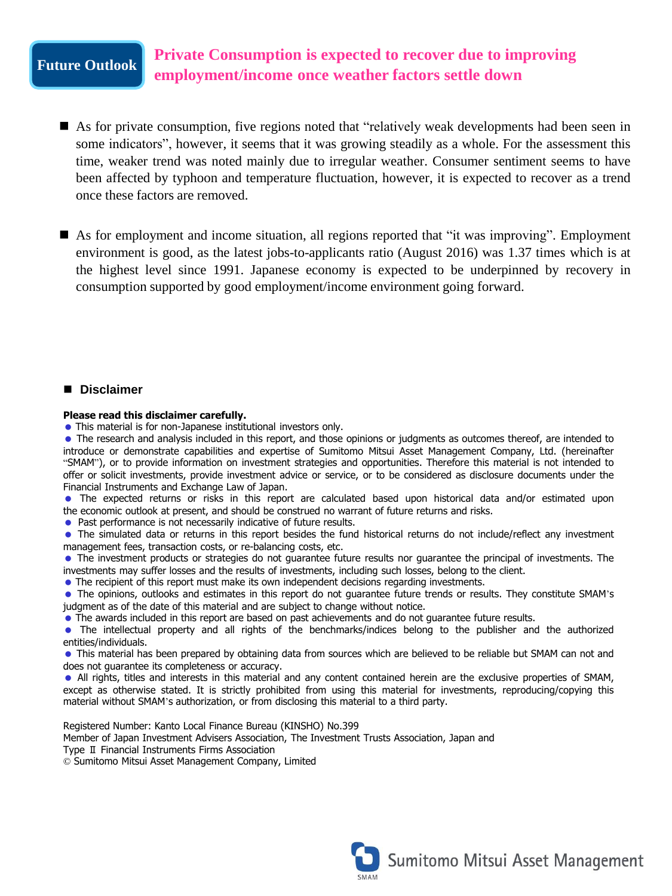## Future Outlook

**Private Consumption is expected to recover due to improving employment/income once weather factors settle down**

- As for private consumption, five regions noted that "relatively weak developments had been seen in some indicators", however, it seems that it was growing steadily as a whole. For the assessment this time, weaker trend was noted mainly due to irregular weather. Consumer sentiment seems to have been affected by typhoon and temperature fluctuation, however, it is expected to recover as a trend once these factors are removed.

- As for employment and income situation, all regions reported that "it was improving". Employment environment is good, as the latest jobs-to-applicants ratio (August 2016) was 1.37 times which is at the highest level since 1991. Japanese economy is expected to be underpinned by recovery in consumption supported by good employment/income environment going forward.

### Disclaimer

**Please read this disclaimer carefully.**

- This material is for non-Japanese institutional investors only.
- The research and analysis included in this report, and those opinions or judgments as outcomes thereof, are intended to introduce or demonstrate capabilities and expertise of Sumitomo Mitsui Asset Management Company, Ltd. (hereinafter "SMAM"), or to provide information on investment strategies and opportunities. Therefore this material is not intended to offer or solicit investments, provide investment advice or service, or to be considered as disclosure documents under the Financial Instruments and Exchange Law of Japan.
- The expected returns or risks in this report are calculated based upon historical data and/or estimated upon the economic outlook at present, and should be construed no warrant of future returns and risks.
- Past performance is not necessarily indicative of future results.
- The simulated data or returns in this report besides the fund historical returns do not include/reflect any investment management fees, transaction costs, or re-balancing costs, etc.
- The investment products or strategies do not guarantee future results nor guarantee the principal of investments. The investments may suffer losses and the results of investments, including such losses, belong to the client.
- The recipient of this report must make its own independent decisions regarding investments.
- The opinions, outlooks and estimates in this report do not guarantee future trends or results. They constitute SMAM's judgment as of the date of this material and are subject to change without notice.
- The awards included in this report are based on past achievements and do not guarantee future results.
- The intellectual property and all rights of the benchmarks/indices belong to the publisher and the authorized entities/individuals.
- This material has been prepared by obtaining data from sources which are believed to be reliable but SMAM can not and does not guarantee its completeness or accuracy.
- All rights, titles and interests in this material and any content contained herein are the exclusive properties of SMAM, except as otherwise stated. It is strictly prohibited from using this material for investments, reproducing/copying this material without SMAM's authorization, or from disclosing this material to a third party.

Registered Number: Kanto Local Finance Bureau (KINSHO) No.399
Member of Japan Investment Advisers Association, The Investment Trusts Association, Japan and Type Ⅱ Financial Instruments Firms Association
© Sumitomo Mitsui Asset Management Company, Limited

Sumitomo Mitsui Asset Management